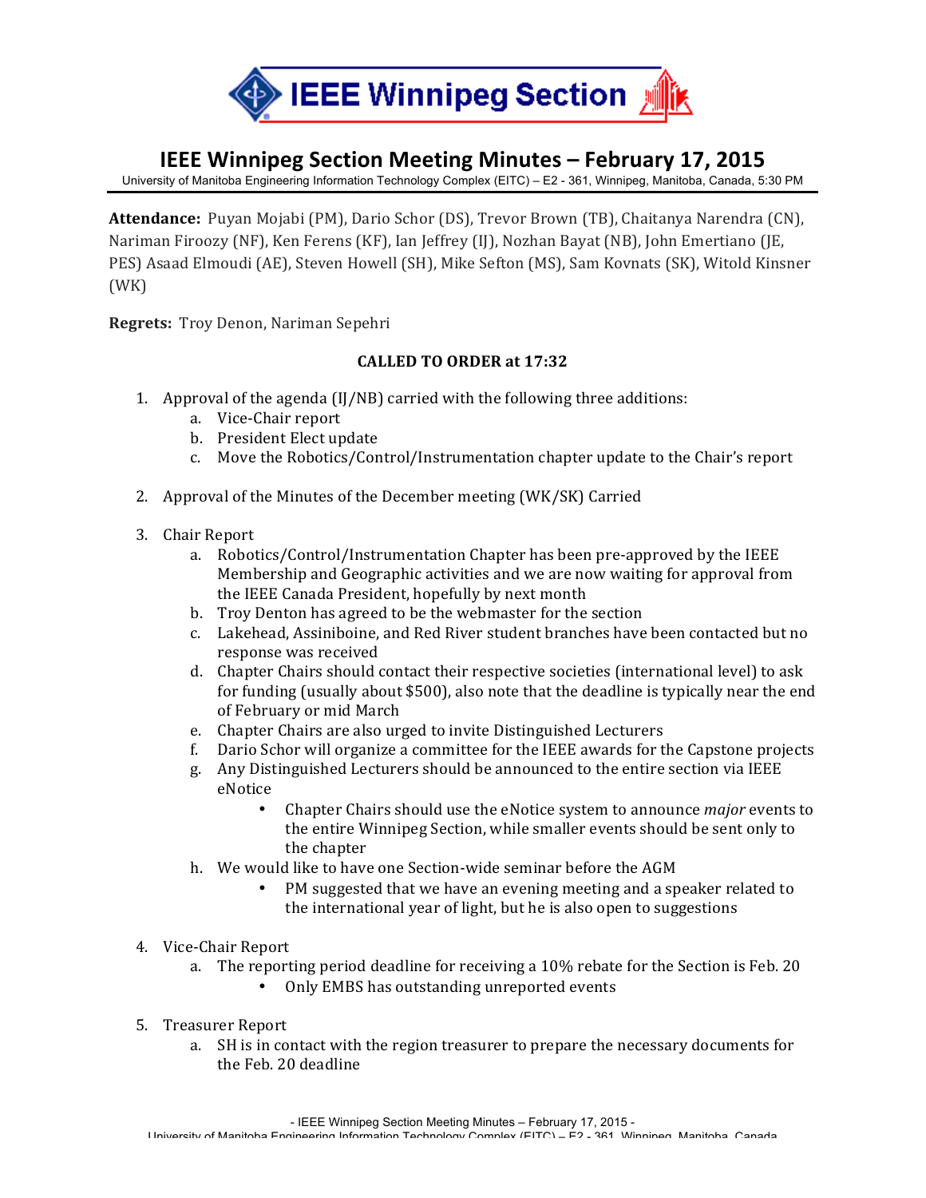# IEEE Winnipeg Section Meeting Minutes – February 17, 2015

University of Manitoba Engineering Information Technology Complex (EITC) – E2 - 361, Winnipeg, Manitoba, Canada, 5:30 PM

**Attendance:** Puyan Mojabi (PM), Dario Schor (DS), Trevor Brown (TB), Chaitanya Narendra (CN), Nariman Firoozy (NF), Ken Ferens (KF), Ian Jeffrey (IJ), Nozhan Bayat (NB), John Emertiano (JE, PES) Asaad Elmoudi (AE), Steven Howell (SH), Mike Sefton (MS), Sam Kovnats (SK), Witold Kinsner (WK)

**Regrets:** Troy Denon, Nariman Sepehri

**CALLED TO ORDER at 17:32**

1. Approval of the agenda (IJ/NB) carried with the following three additions:
   a. Vice-Chair report
   b. President Elect update
   c. Move the Robotics/Control/Instrumentation chapter update to the Chair's report

2. Approval of the Minutes of the December meeting (WK/SK) Carried

3. Chair Report
   a. Robotics/Control/Instrumentation Chapter has been pre-approved by the IEEE Membership and Geographic activities and we are now waiting for approval from the IEEE Canada President, hopefully by next month
   b. Troy Denton has agreed to be the webmaster for the section
   c. Lakehead, Assiniboine, and Red River student branches have been contacted but no response was received
   d. Chapter Chairs should contact their respective societies (international level) to ask for funding (usually about $500), also note that the deadline is typically near the end of February or mid March
   e. Chapter Chairs are also urged to invite Distinguished Lecturers
   f. Dario Schor will organize a committee for the IEEE awards for the Capstone projects
   g. Any Distinguished Lecturers should be announced to the entire section via IEEE eNotice
      - Chapter Chairs should use the eNotice system to announce *major* events to the entire Winnipeg Section, while smaller events should be sent only to the chapter
   h. We would like to have one Section-wide seminar before the AGM
      - PM suggested that we have an evening meeting and a speaker related to the international year of light, but he is also open to suggestions

4. Vice-Chair Report
   a. The reporting period deadline for receiving a 10% rebate for the Section is Feb. 20
      - Only EMBS has outstanding unreported events

5. Treasurer Report
   a. SH is in contact with the region treasurer to prepare the necessary documents for the Feb. 20 deadline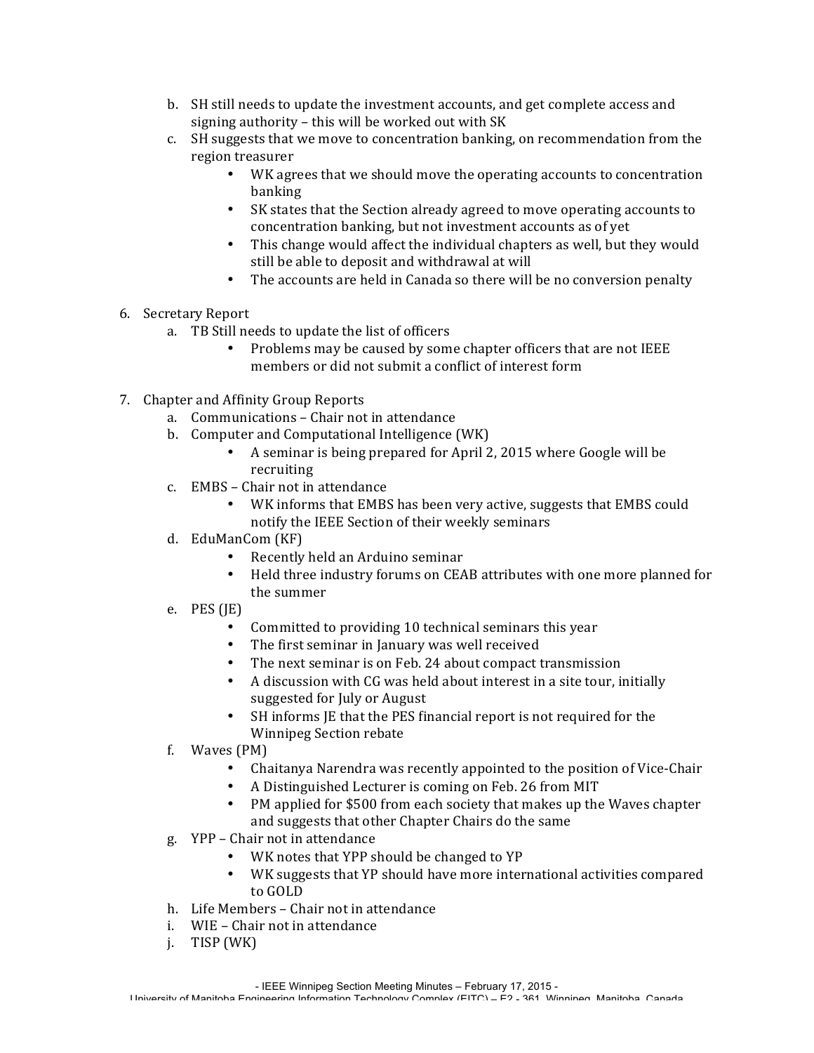b. SH still needs to update the investment accounts, and get complete access and signing authority – this will be worked out with SK
c. SH suggests that we move to concentration banking, on recommendation from the region treasurer
    - WK agrees that we should move the operating accounts to concentration banking
    - SK states that the Section already agreed to move operating accounts to concentration banking, but not investment accounts as of yet
    - This change would affect the individual chapters as well, but they would still be able to deposit and withdrawal at will
    - The accounts are held in Canada so there will be no conversion penalty

6. Secretary Report
    a. TB Still needs to update the list of officers
        - Problems may be caused by some chapter officers that are not IEEE members or did not submit a conflict of interest form

7. Chapter and Affinity Group Reports
    a. Communications – Chair not in attendance
    b. Computer and Computational Intelligence (WK)
        - A seminar is being prepared for April 2, 2015 where Google will be recruiting
    c. EMBS – Chair not in attendance
        - WK informs that EMBS has been very active, suggests that EMBS could notify the IEEE Section of their weekly seminars
    d. EduManCom (KF)
        - Recently held an Arduino seminar
        - Held three industry forums on CEAB attributes with one more planned for the summer
    e. PES (JE)
        - Committed to providing 10 technical seminars this year
        - The first seminar in January was well received
        - The next seminar is on Feb. 24 about compact transmission
        - A discussion with CG was held about interest in a site tour, initially suggested for July or August
        - SH informs JE that the PES financial report is not required for the Winnipeg Section rebate
    f. Waves (PM)
        - Chaitanya Narendra was recently appointed to the position of Vice-Chair
        - A Distinguished Lecturer is coming on Feb. 26 from MIT
        - PM applied for $500 from each society that makes up the Waves chapter and suggests that other Chapter Chairs do the same
    g. YPP – Chair not in attendance
        - WK notes that YPP should be changed to YP
        - WK suggests that YP should have more international activities compared to GOLD
    h. Life Members – Chair not in attendance
    i. WIE – Chair not in attendance
    j. TISP (WK)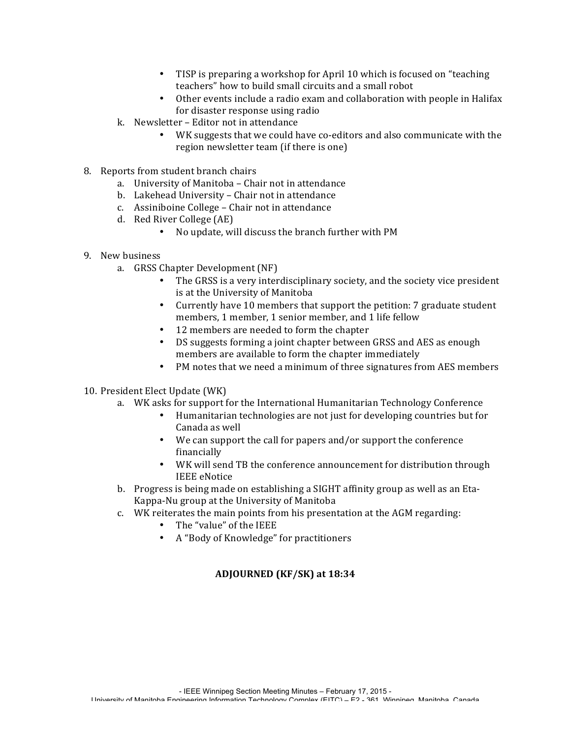- TISP is preparing a workshop for April 10 which is focused on "teaching teachers" how to build small circuits and a small robot
- Other events include a radio exam and collaboration with people in Halifax for disaster response using radio

k. Newsletter – Editor not in attendance
   - WK suggests that we could have co-editors and also communicate with the region newsletter team (if there is one)

8. Reports from student branch chairs
   a. University of Manitoba – Chair not in attendance
   b. Lakehead University – Chair not in attendance
   c. Assiniboine College – Chair not in attendance
   d. Red River College (AE)
      - No update, will discuss the branch further with PM

9. New business
   a. GRSS Chapter Development (NF)
      - The GRSS is a very interdisciplinary society, and the society vice president is at the University of Manitoba
      - Currently have 10 members that support the petition: 7 graduate student members, 1 member, 1 senior member, and 1 life fellow
      - 12 members are needed to form the chapter
      - DS suggests forming a joint chapter between GRSS and AES as enough members are available to form the chapter immediately
      - PM notes that we need a minimum of three signatures from AES members

10. President Elect Update (WK)
    a. WK asks for support for the International Humanitarian Technology Conference
       - Humanitarian technologies are not just for developing countries but for Canada as well
       - We can support the call for papers and/or support the conference financially
       - WK will send TB the conference announcement for distribution through IEEE eNotice
    b. Progress is being made on establishing a SIGHT affinity group as well as an Eta-Kappa-Nu group at the University of Manitoba
    c. WK reiterates the main points from his presentation at the AGM regarding:
       - The "value" of the IEEE
       - A "Body of Knowledge" for practitioners

**ADJOURNED (KF/SK) at 18:34**